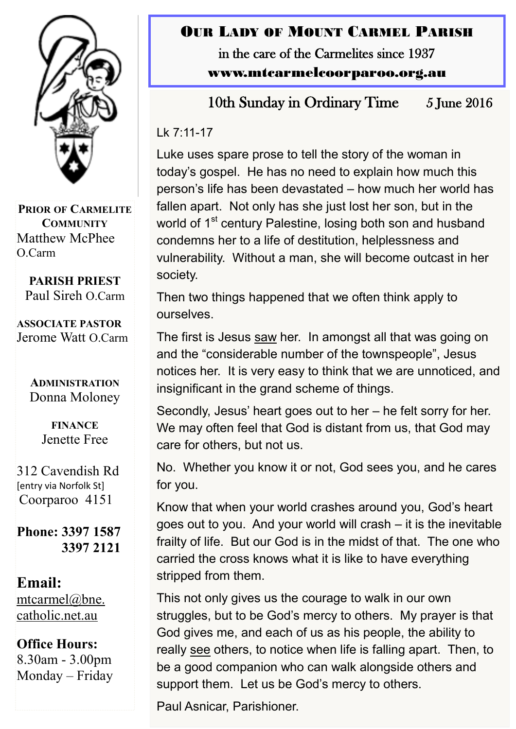# Our Lady of Mount Carmel Parish

in the care of the Carmelites since 1937

www.mtcarmelcoorparoo.org.au

**Prior of Carmelite Community**
Matthew McPhee O.Carm

**PARISH PRIEST**
Paul Sireh O.Carm

**ASSOCIATE PASTOR**
Jerome Watt O.Carm

**Administration**
Donna Moloney

**FINANCE**
Jenette Free

312 Cavendish Rd
[entry via Norfolk St]
Coorparoo 4151

**Phone: 3397 1587**
**3397 2121**

**Email:**
mtcarmel@bne.catholic.net.au

**Office Hours:**
8.30am - 3.00pm
Monday – Friday

## 10th Sunday in Ordinary Time — 5 June 2016

Lk 7:11-17

Luke uses spare prose to tell the story of the woman in today's gospel. He has no need to explain how much this person's life has been devastated – how much her world has fallen apart. Not only has she just lost her son, but in the world of 1st century Palestine, losing both son and husband condemns her to a life of destitution, helplessness and vulnerability. Without a man, she will become outcast in her society.

Then two things happened that we often think apply to ourselves.

The first is Jesus saw her. In amongst all that was going on and the "considerable number of the townspeople", Jesus notices her. It is very easy to think that we are unnoticed, and insignificant in the grand scheme of things.

Secondly, Jesus' heart goes out to her – he felt sorry for her. We may often feel that God is distant from us, that God may care for others, but not us.

No. Whether you know it or not, God sees you, and he cares for you.

Know that when your world crashes around you, God's heart goes out to you. And your world will crash – it is the inevitable frailty of life. But our God is in the midst of that. The one who carried the cross knows what it is like to have everything stripped from them.

This not only gives us the courage to walk in our own struggles, but to be God's mercy to others. My prayer is that God gives me, and each of us as his people, the ability to really see others, to notice when life is falling apart. Then, to be a good companion who can walk alongside others and support them. Let us be God's mercy to others.

Paul Asnicar, Parishioner.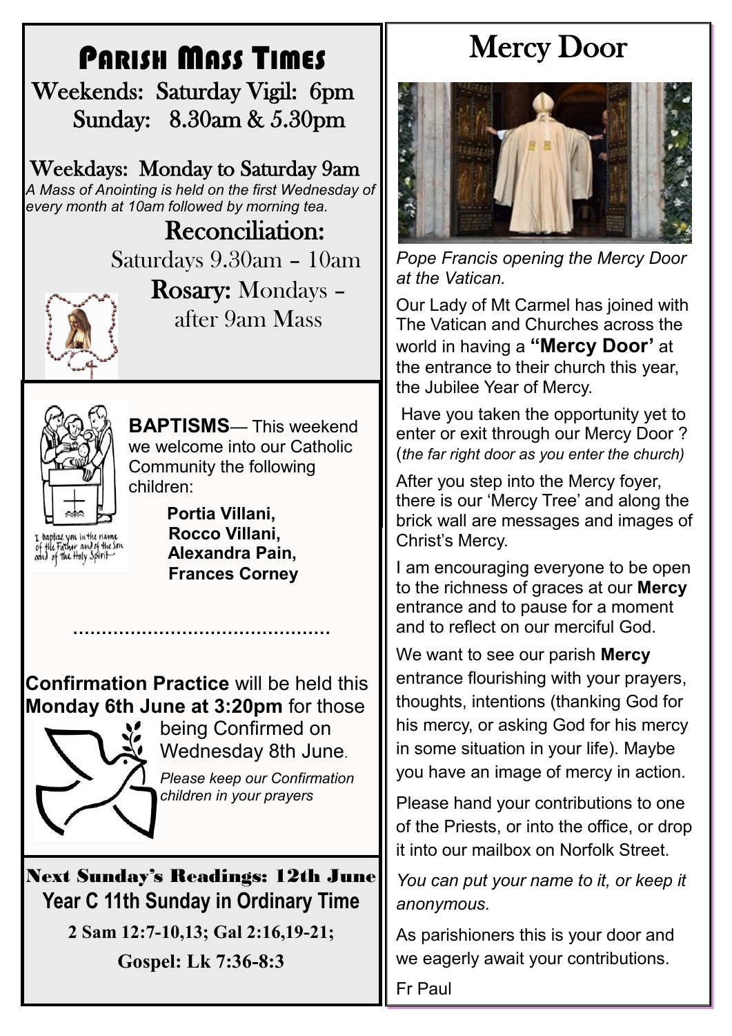# Parish Mass Times

Weekends: Saturday Vigil: 6pm

Sunday: 8.30am & 5.30pm

Weekdays: Monday to Saturday 9am

*A Mass of Anointing is held on the first Wednesday of every month at 10am followed by morning tea.*

## Reconciliation:

Saturdays 9.30am – 10am

**Rosary:** Mondays – after 9am Mass

I baptize you in the name of the Father and of the Son and of the Holy Spirit

**BAPTISMS**— This weekend we welcome into our Catholic Community the following children:

**Portia Villani,**
**Rocco Villani,**
**Alexandra Pain,**
**Frances Corney**

.............................................

**Confirmation Practice** will be held this **Monday 6th June at 3:20pm** for those being Confirmed on Wednesday 8th June.

*Please keep our Confirmation children in your prayers*

## Next Sunday's Readings: 12th June

**Year C 11th Sunday in Ordinary Time**

**2 Sam 12:7-10,13; Gal 2:16,19-21;**

**Gospel: Lk 7:36-8:3**

# Mercy Door

*Pope Francis opening the Mercy Door at the Vatican.*

Our Lady of Mt Carmel has joined with The Vatican and Churches across the world in having a **"Mercy Door'** at the entrance to their church this year, the Jubilee Year of Mercy.

Have you taken the opportunity yet to enter or exit through our Mercy Door ? (*the far right door as you enter the church)*

After you step into the Mercy foyer, there is our 'Mercy Tree' and along the brick wall are messages and images of Christ's Mercy.

I am encouraging everyone to be open to the richness of graces at our **Mercy** entrance and to pause for a moment and to reflect on our merciful God.

We want to see our parish **Mercy** entrance flourishing with your prayers, thoughts, intentions (thanking God for his mercy, or asking God for his mercy in some situation in your life). Maybe you have an image of mercy in action.

Please hand your contributions to one of the Priests, or into the office, or drop it into our mailbox on Norfolk Street.

*You can put your name to it, or keep it anonymous.*

As parishioners this is your door and we eagerly await your contributions.

Fr Paul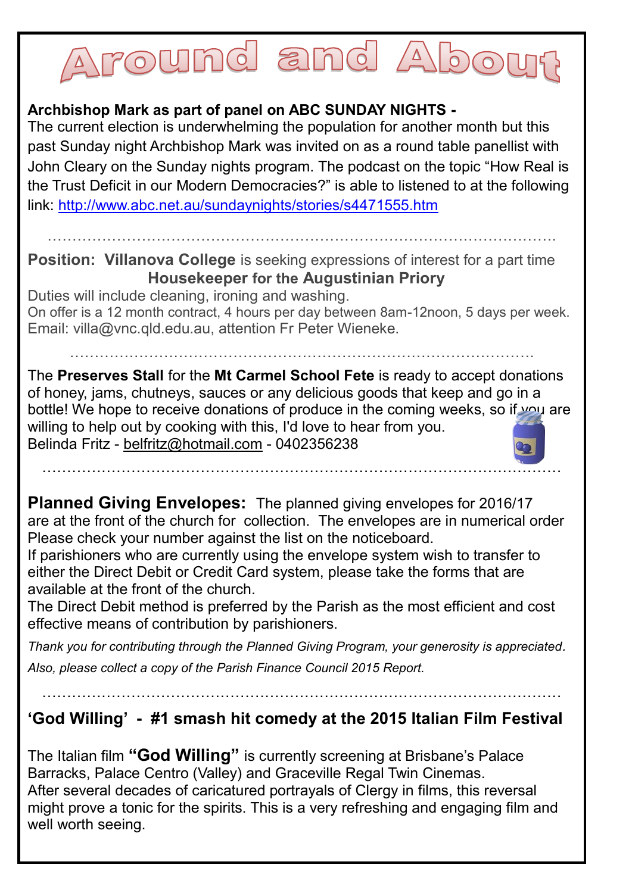# Around and About

**Archbishop Mark as part of panel on ABC SUNDAY NIGHTS -**
The current election is underwhelming the population for another month but this past Sunday night Archbishop Mark was invited on as a round table panellist with John Cleary on the Sunday nights program. The podcast on the topic "How Real is the Trust Deficit in our Modern Democracies?" is able to listened to at the following link: http://www.abc.net.au/sundaynights/stories/s4471555.htm

…………………………………………………………………………………………

**Position: Villanova College** is seeking expressions of interest for a part time **Housekeeper for the Augustinian Priory**
Duties will include cleaning, ironing and washing.
On offer is a 12 month contract, 4 hours per day between 8am-12noon, 5 days per week.
Email: villa@vnc.qld.edu.au, attention Fr Peter Wieneke.

…………………………………………………………………………………….

The **Preserves Stall** for the **Mt Carmel School Fete** is ready to accept donations of honey, jams, chutneys, sauces or any delicious goods that keep and go in a bottle! We hope to receive donations of produce in the coming weeks, so if you are willing to help out by cooking with this, I'd love to hear from you.
Belinda Fritz - belfritz@hotmail.com - 0402356238

…………………………………………………………………………………………

**Planned Giving Envelopes:** The planned giving envelopes for 2016/17 are at the front of the church for collection. The envelopes are in numerical order Please check your number against the list on the noticeboard.
If parishioners who are currently using the envelope system wish to transfer to either the Direct Debit or Credit Card system, please take the forms that are available at the front of the church.
The Direct Debit method is preferred by the Parish as the most efficient and cost effective means of contribution by parishioners.

*Thank you for contributing through the Planned Giving Program, your generosity is appreciated.*

*Also, please collect a copy of the Parish Finance Council 2015 Report.*

…………………………………………………………………………………………

**'God Willing' - #1 smash hit comedy at the 2015 Italian Film Festival**

The Italian film **"God Willing"** is currently screening at Brisbane's Palace Barracks, Palace Centro (Valley) and Graceville Regal Twin Cinemas.
After several decades of caricatured portrayals of Clergy in films, this reversal might prove a tonic for the spirits. This is a very refreshing and engaging film and well worth seeing.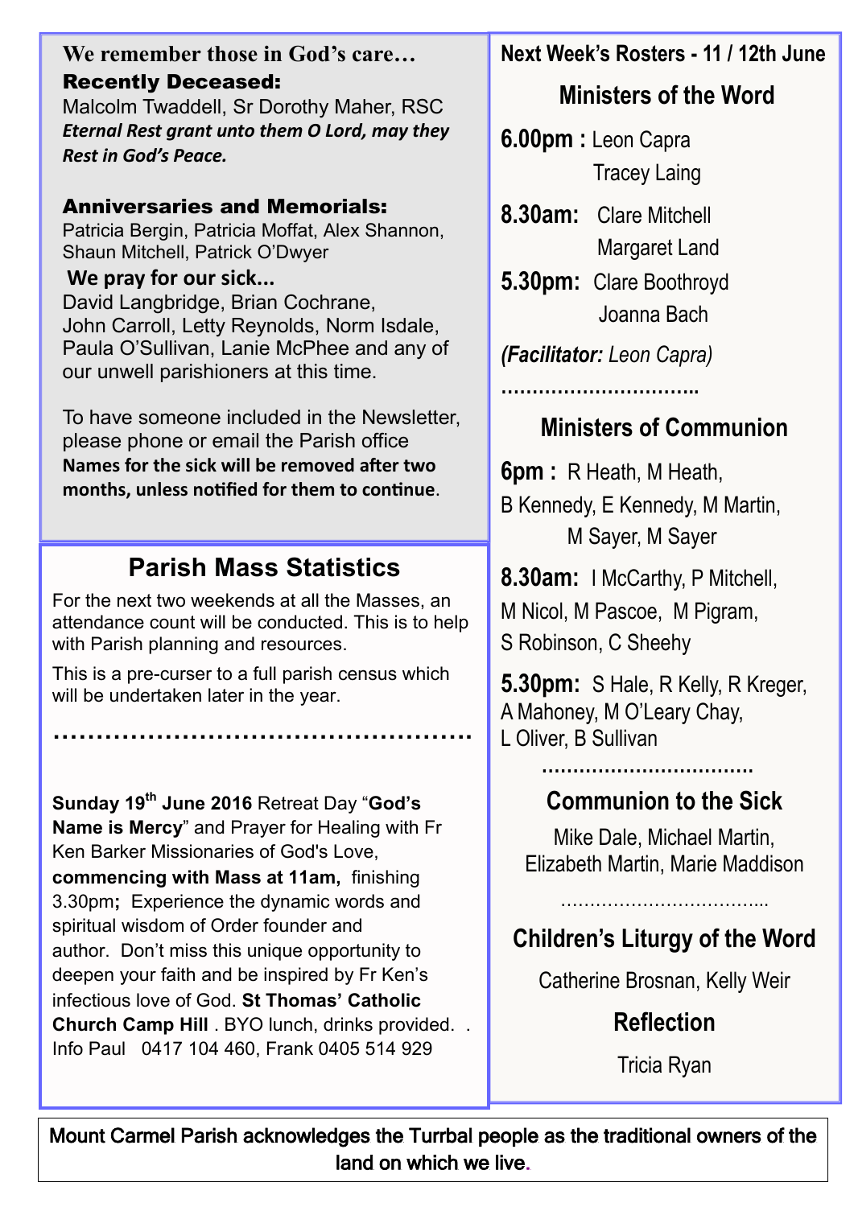**We remember those in God's care…**

### Recently Deceased:

Malcolm Twaddell, Sr Dorothy Maher, RSC

***Eternal Rest grant unto them O Lord, may they Rest in God's Peace.***

### Anniversaries and Memorials:

Patricia Bergin, Patricia Moffat, Alex Shannon, Shaun Mitchell, Patrick O'Dwyer

**We pray for our sick...**

David Langbridge, Brian Cochrane, John Carroll, Letty Reynolds, Norm Isdale, Paula O'Sullivan, Lanie McPhee and any of our unwell parishioners at this time.

To have someone included in the Newsletter, please phone or email the Parish office **Names for the sick will be removed after two months, unless notified for them to continue**.

## Parish Mass Statistics

For the next two weekends at all the Masses, an attendance count will be conducted. This is to help with Parish planning and resources.

This is a pre-curser to a full parish census which will be undertaken later in the year.

…………………………………………

**Sunday 19th June 2016** Retreat Day "**God's Name is Mercy**" and Prayer for Healing with Fr Ken Barker Missionaries of God's Love, **commencing with Mass at 11am,** finishing 3.30pm**;** Experience the dynamic words and spiritual wisdom of Order founder and author. Don't miss this unique opportunity to deepen your faith and be inspired by Fr Ken's infectious love of God. **St Thomas' Catholic Church Camp Hill** . BYO lunch, drinks provided. . Info Paul 0417 104 460, Frank 0405 514 929

**Next Week's Rosters - 11 / 12th June**

## Ministers of the Word

**6.00pm :** Leon Capra
Tracey Laing

**8.30am:** Clare Mitchell
Margaret Land

**5.30pm:** Clare Boothroyd
Joanna Bach

***(Facilitator:** Leon Capra)*

…………………………..

## Ministers of Communion

**6pm :** R Heath, M Heath, B Kennedy, E Kennedy, M Martin, M Sayer, M Sayer

**8.30am:** I McCarthy, P Mitchell, M Nicol, M Pascoe, M Pigram, S Robinson, C Sheehy

**5.30pm:** S Hale, R Kelly, R Kreger, A Mahoney, M O'Leary Chay, L Oliver, B Sullivan

…………………………….

## Communion to the Sick

Mike Dale, Michael Martin, Elizabeth Martin, Marie Maddison

……………………………...

## Children's Liturgy of the Word

Catherine Brosnan, Kelly Weir

## Reflection

Tricia Ryan

Mount Carmel Parish acknowledges the Turrbal people as the traditional owners of the land on which we live.